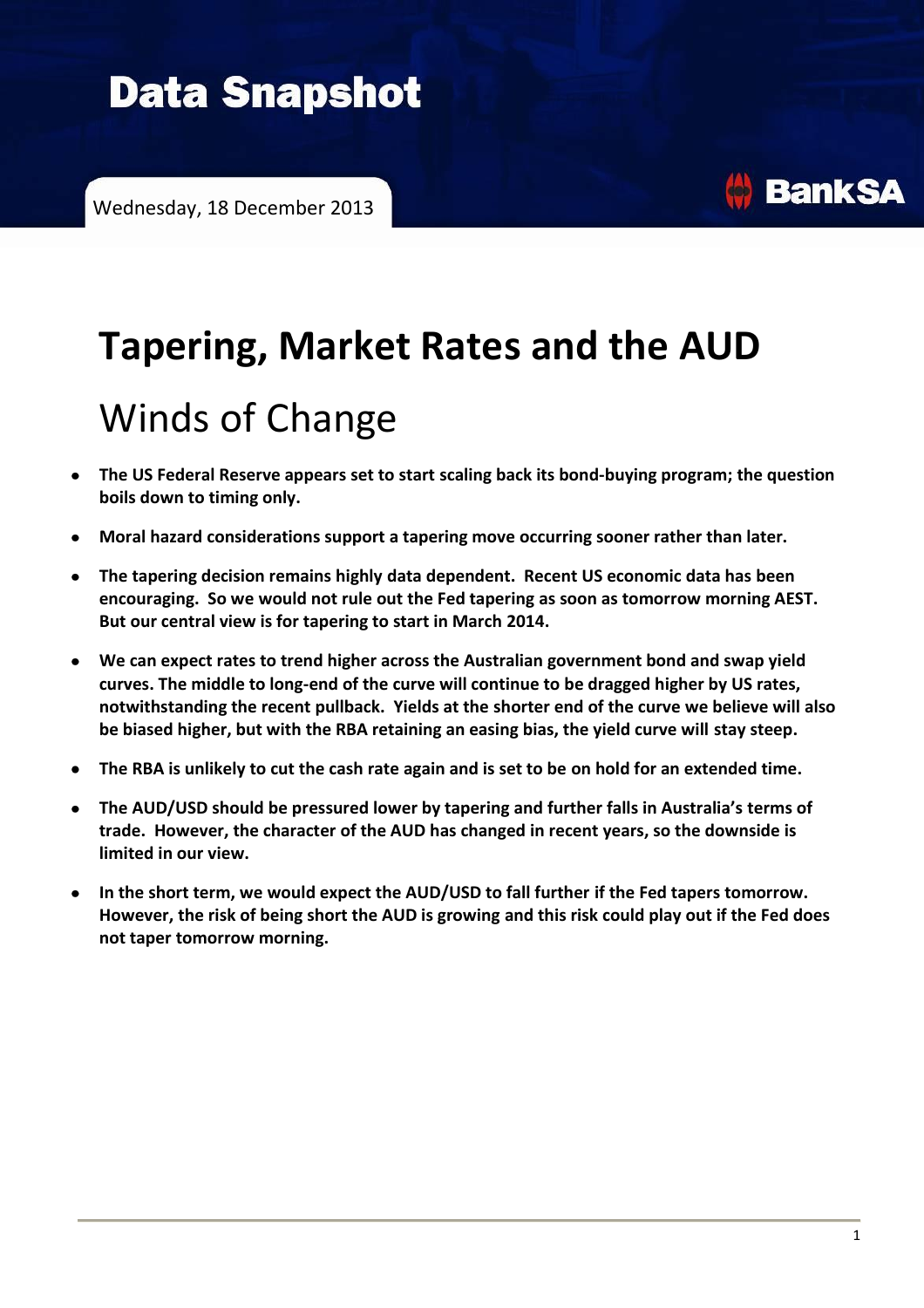# Data Snapshot

Wednesday, 18 December 2013

BankSA

# Tapering, Market Rates and the AUD

## Winds of Change

- **The US Federal Reserve appears set to start scaling back its bond-buying program; the question boils down to timing only.**
- **Moral hazard considerations support a tapering move occurring sooner rather than later.**
- **The tapering decision remains highly data dependent. Recent US economic data has been encouraging. So we would not rule out the Fed tapering as soon as tomorrow morning AEST. But our central view is for tapering to start in March 2014.**
- **We can expect rates to trend higher across the Australian government bond and swap yield curves. The middle to long-end of the curve will continue to be dragged higher by US rates, notwithstanding the recent pullback. Yields at the shorter end of the curve we believe will also be biased higher, but with the RBA retaining an easing bias, the yield curve will stay steep.**
- **The RBA is unlikely to cut the cash rate again and is set to be on hold for an extended time.**
- **The AUD/USD should be pressured lower by tapering and further falls in Australia's terms of trade. However, the character of the AUD has changed in recent years, so the downside is limited in our view.**
- **In the short term, we would expect the AUD/USD to fall further if the Fed tapers tomorrow. However, the risk of being short the AUD is growing and this risk could play out if the Fed does not taper tomorrow morning.**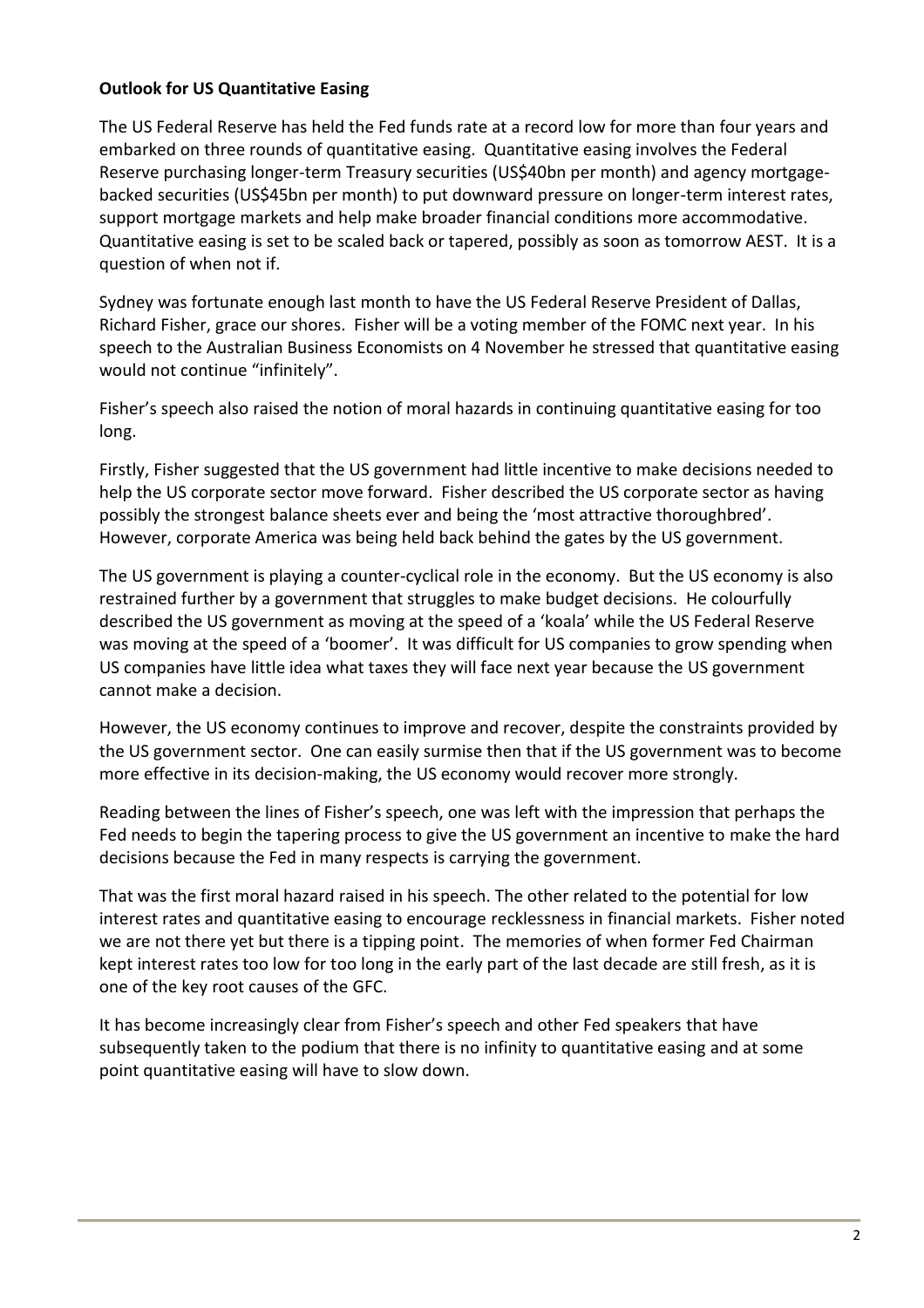**Outlook for US Quantitative Easing**

The US Federal Reserve has held the Fed funds rate at a record low for more than four years and embarked on three rounds of quantitative easing. Quantitative easing involves the Federal Reserve purchasing longer-term Treasury securities (US$40bn per month) and agency mortgage-backed securities (US$45bn per month) to put downward pressure on longer-term interest rates, support mortgage markets and help make broader financial conditions more accommodative. Quantitative easing is set to be scaled back or tapered, possibly as soon as tomorrow AEST. It is a question of when not if.

Sydney was fortunate enough last month to have the US Federal Reserve President of Dallas, Richard Fisher, grace our shores. Fisher will be a voting member of the FOMC next year. In his speech to the Australian Business Economists on 4 November he stressed that quantitative easing would not continue "infinitely".

Fisher's speech also raised the notion of moral hazards in continuing quantitative easing for too long.

Firstly, Fisher suggested that the US government had little incentive to make decisions needed to help the US corporate sector move forward. Fisher described the US corporate sector as having possibly the strongest balance sheets ever and being the 'most attractive thoroughbred'. However, corporate America was being held back behind the gates by the US government.

The US government is playing a counter-cyclical role in the economy. But the US economy is also restrained further by a government that struggles to make budget decisions. He colourfully described the US government as moving at the speed of a 'koala' while the US Federal Reserve was moving at the speed of a 'boomer'. It was difficult for US companies to grow spending when US companies have little idea what taxes they will face next year because the US government cannot make a decision.

However, the US economy continues to improve and recover, despite the constraints provided by the US government sector. One can easily surmise then that if the US government was to become more effective in its decision-making, the US economy would recover more strongly.

Reading between the lines of Fisher's speech, one was left with the impression that perhaps the Fed needs to begin the tapering process to give the US government an incentive to make the hard decisions because the Fed in many respects is carrying the government.

That was the first moral hazard raised in his speech. The other related to the potential for low interest rates and quantitative easing to encourage recklessness in financial markets. Fisher noted we are not there yet but there is a tipping point. The memories of when former Fed Chairman kept interest rates too low for too long in the early part of the last decade are still fresh, as it is one of the key root causes of the GFC.

It has become increasingly clear from Fisher's speech and other Fed speakers that have subsequently taken to the podium that there is no infinity to quantitative easing and at some point quantitative easing will have to slow down.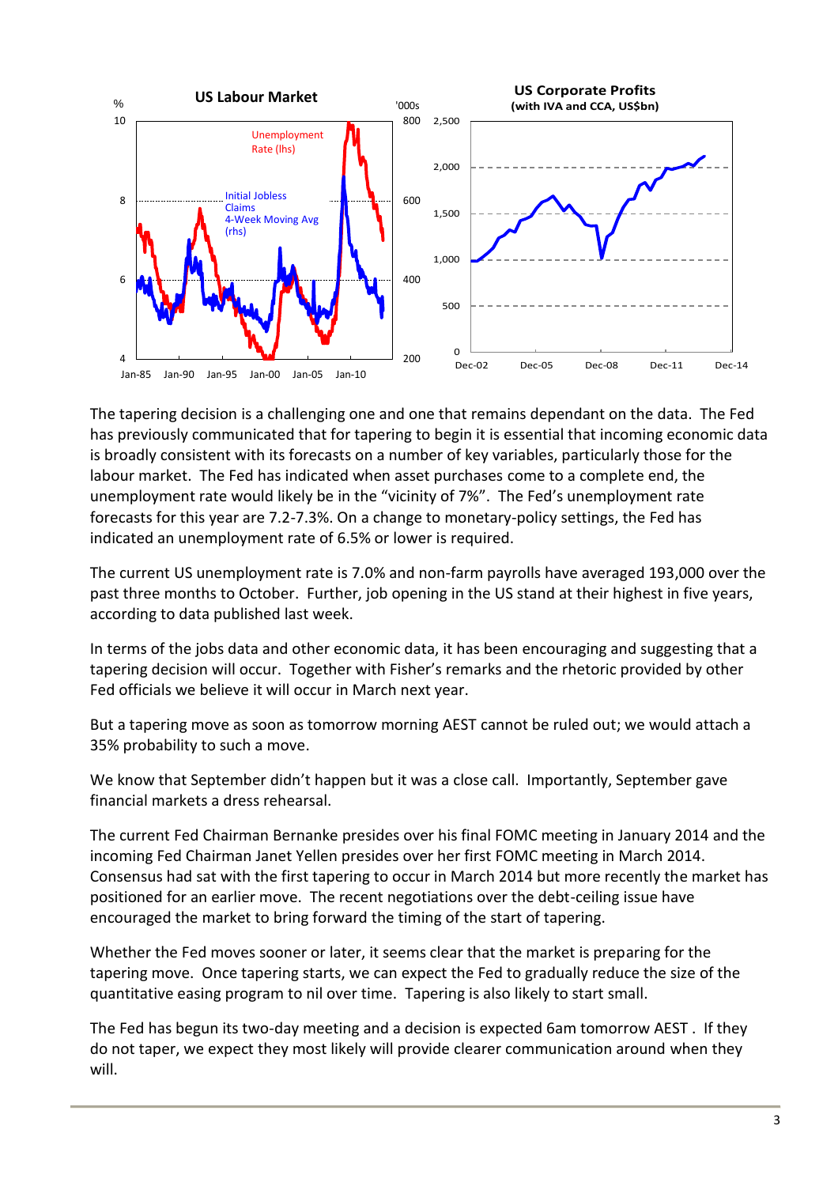The tapering decision is a challenging one and one that remains dependant on the data. The Fed has previously communicated that for tapering to begin it is essential that incoming economic data is broadly consistent with its forecasts on a number of key variables, particularly those for the labour market. The Fed has indicated when asset purchases come to a complete end, the unemployment rate would likely be in the "vicinity of 7%". The Fed's unemployment rate forecasts for this year are 7.2-7.3%. On a change to monetary-policy settings, the Fed has indicated an unemployment rate of 6.5% or lower is required.

The current US unemployment rate is 7.0% and non-farm payrolls have averaged 193,000 over the past three months to October. Further, job opening in the US stand at their highest in five years, according to data published last week.

In terms of the jobs data and other economic data, it has been encouraging and suggesting that a tapering decision will occur. Together with Fisher's remarks and the rhetoric provided by other Fed officials we believe it will occur in March next year.

But a tapering move as soon as tomorrow morning AEST cannot be ruled out; we would attach a 35% probability to such a move.

We know that September didn't happen but it was a close call. Importantly, September gave financial markets a dress rehearsal.

The current Fed Chairman Bernanke presides over his final FOMC meeting in January 2014 and the incoming Fed Chairman Janet Yellen presides over her first FOMC meeting in March 2014. Consensus had sat with the first tapering to occur in March 2014 but more recently the market has positioned for an earlier move. The recent negotiations over the debt-ceiling issue have encouraged the market to bring forward the timing of the start of tapering.

Whether the Fed moves sooner or later, it seems clear that the market is preparing for the tapering move. Once tapering starts, we can expect the Fed to gradually reduce the size of the quantitative easing program to nil over time. Tapering is also likely to start small.

The Fed has begun its two-day meeting and a decision is expected 6am tomorrow AEST . If they do not taper, we expect they most likely will provide clearer communication around when they will.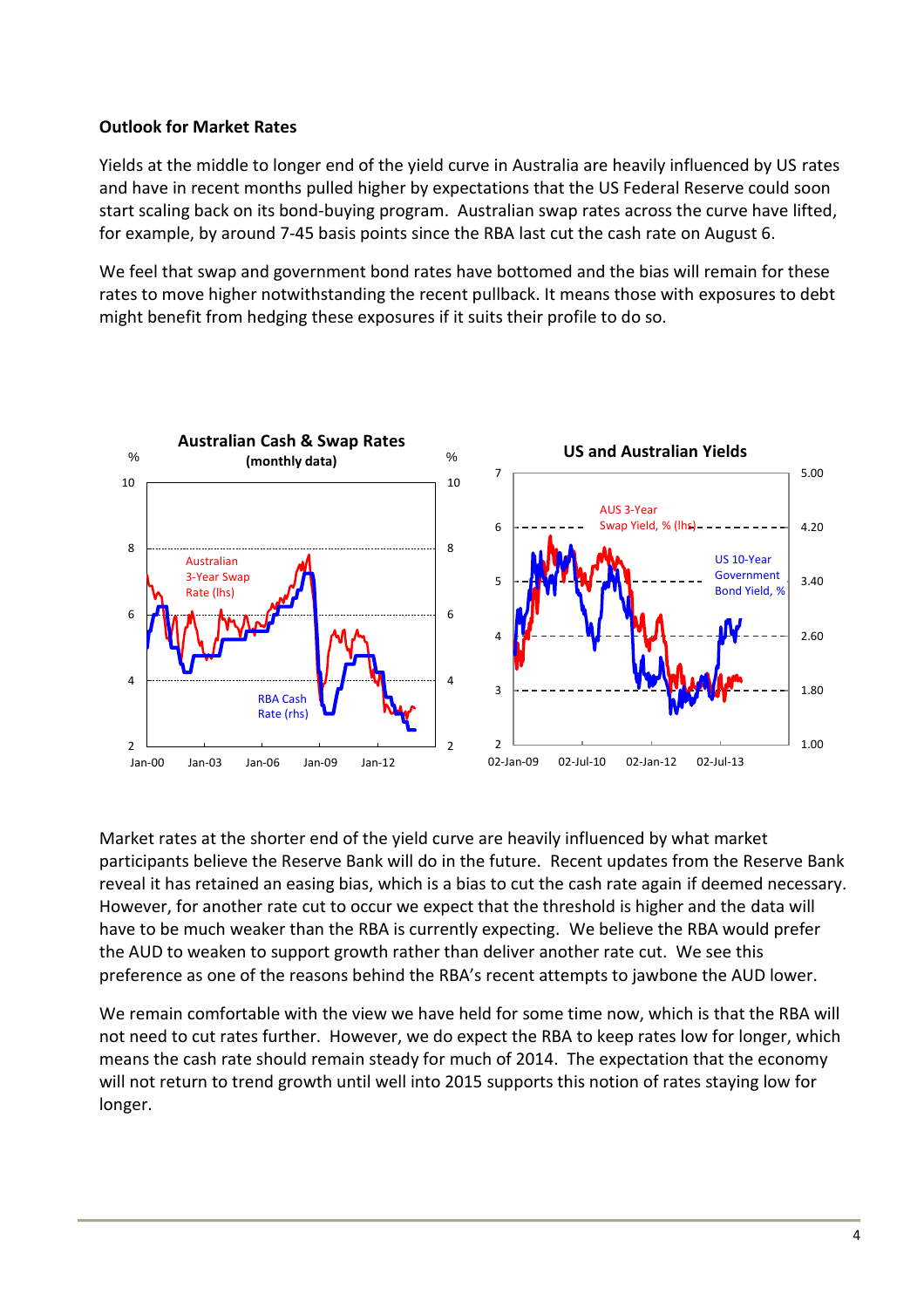**Outlook for Market Rates**

Yields at the middle to longer end of the yield curve in Australia are heavily influenced by US rates and have in recent months pulled higher by expectations that the US Federal Reserve could soon start scaling back on its bond-buying program. Australian swap rates across the curve have lifted, for example, by around 7-45 basis points since the RBA last cut the cash rate on August 6.

We feel that swap and government bond rates have bottomed and the bias will remain for these rates to move higher notwithstanding the recent pullback. It means those with exposures to debt might benefit from hedging these exposures if it suits their profile to do so.

Market rates at the shorter end of the yield curve are heavily influenced by what market participants believe the Reserve Bank will do in the future. Recent updates from the Reserve Bank reveal it has retained an easing bias, which is a bias to cut the cash rate again if deemed necessary. However, for another rate cut to occur we expect that the threshold is higher and the data will have to be much weaker than the RBA is currently expecting. We believe the RBA would prefer the AUD to weaken to support growth rather than deliver another rate cut. We see this preference as one of the reasons behind the RBA's recent attempts to jawbone the AUD lower.

We remain comfortable with the view we have held for some time now, which is that the RBA will not need to cut rates further. However, we do expect the RBA to keep rates low for longer, which means the cash rate should remain steady for much of 2014. The expectation that the economy will not return to trend growth until well into 2015 supports this notion of rates staying low for longer.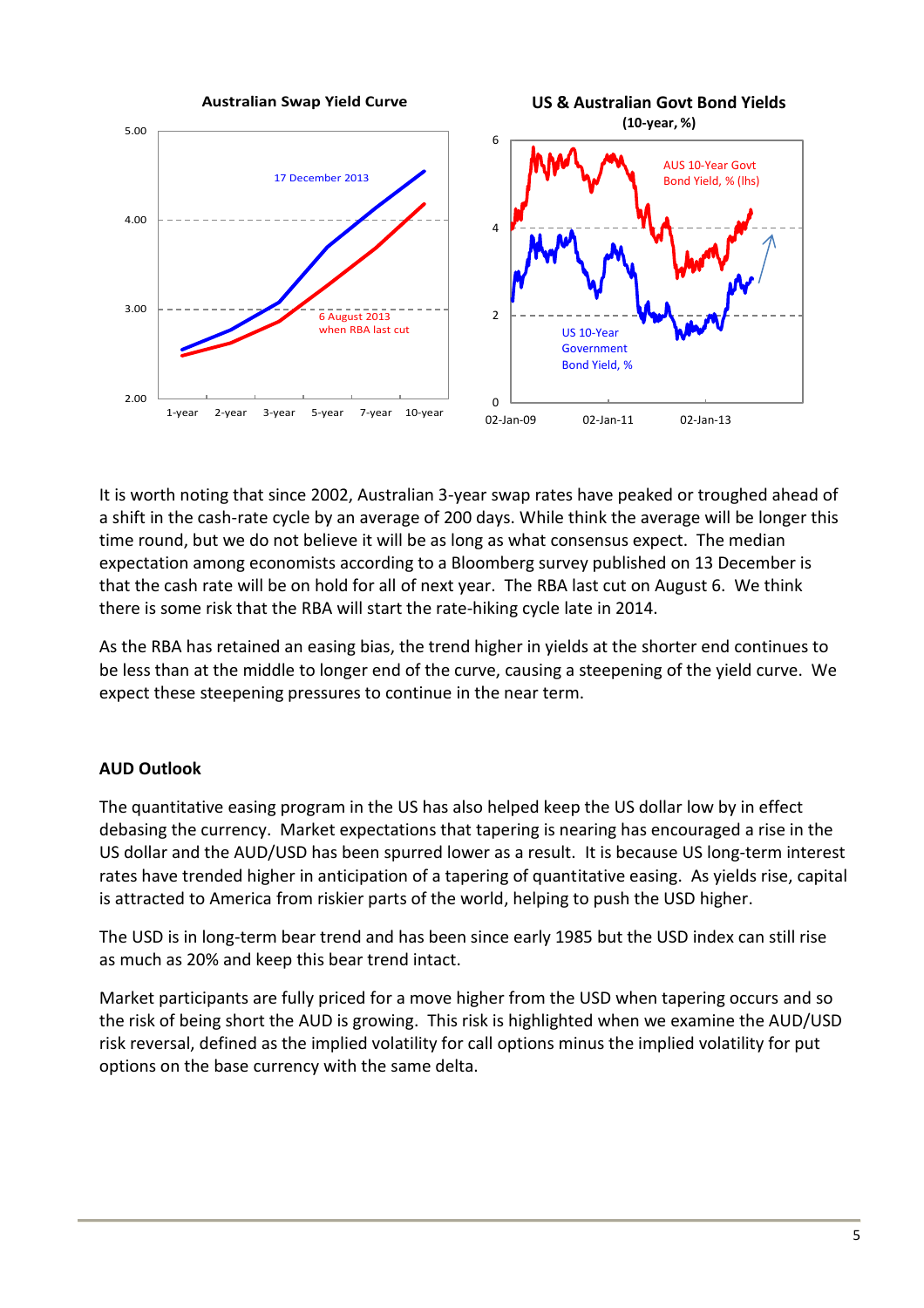**Australian Swap Yield Curve**

**US & Australian Govt Bond Yields**
**(10-year, %)**

It is worth noting that since 2002, Australian 3-year swap rates have peaked or troughed ahead of a shift in the cash-rate cycle by an average of 200 days. While think the average will be longer this time round, but we do not believe it will be as long as what consensus expect. The median expectation among economists according to a Bloomberg survey published on 13 December is that the cash rate will be on hold for all of next year. The RBA last cut on August 6. We think there is some risk that the RBA will start the rate-hiking cycle late in 2014.

As the RBA has retained an easing bias, the trend higher in yields at the shorter end continues to be less than at the middle to longer end of the curve, causing a steepening of the yield curve. We expect these steepening pressures to continue in the near term.

**AUD Outlook**

The quantitative easing program in the US has also helped keep the US dollar low by in effect debasing the currency. Market expectations that tapering is nearing has encouraged a rise in the US dollar and the AUD/USD has been spurred lower as a result. It is because US long-term interest rates have trended higher in anticipation of a tapering of quantitative easing. As yields rise, capital is attracted to America from riskier parts of the world, helping to push the USD higher.

The USD is in long-term bear trend and has been since early 1985 but the USD index can still rise as much as 20% and keep this bear trend intact.

Market participants are fully priced for a move higher from the USD when tapering occurs and so the risk of being short the AUD is growing. This risk is highlighted when we examine the AUD/USD risk reversal, defined as the implied volatility for call options minus the implied volatility for put options on the base currency with the same delta.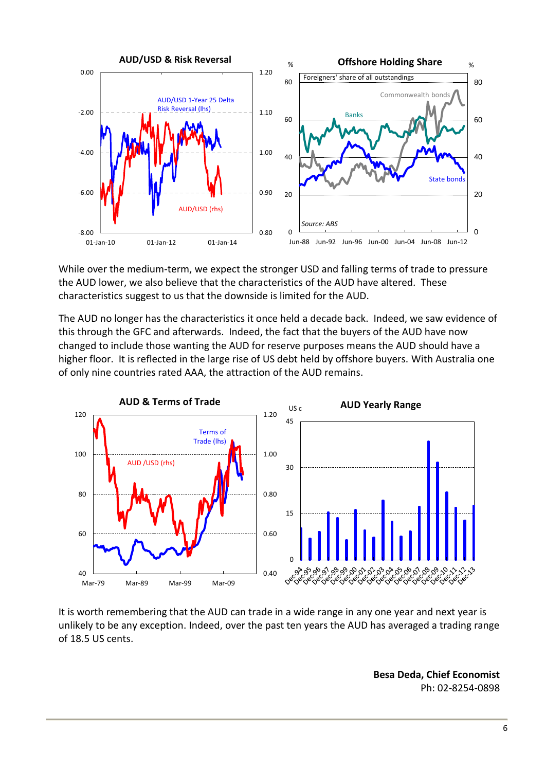**AUD/USD & Risk Reversal**

**Offshore Holding Share**

While over the medium-term, we expect the stronger USD and falling terms of trade to pressure the AUD lower, we also believe that the characteristics of the AUD have altered. These characteristics suggest to us that the downside is limited for the AUD.

The AUD no longer has the characteristics it once held a decade back. Indeed, we saw evidence of this through the GFC and afterwards. Indeed, the fact that the buyers of the AUD have now changed to include those wanting the AUD for reserve purposes means the AUD should have a higher floor. It is reflected in the large rise of US debt held by offshore buyers. With Australia one of only nine countries rated AAA, the attraction of the AUD remains.

**AUD & Terms of Trade**

**AUD Yearly Range**

It is worth remembering that the AUD can trade in a wide range in any one year and next year is unlikely to be any exception. Indeed, over the past ten years the AUD has averaged a trading range of 18.5 US cents.

**Besa Deda, Chief Economist**
Ph: 02-8254-0898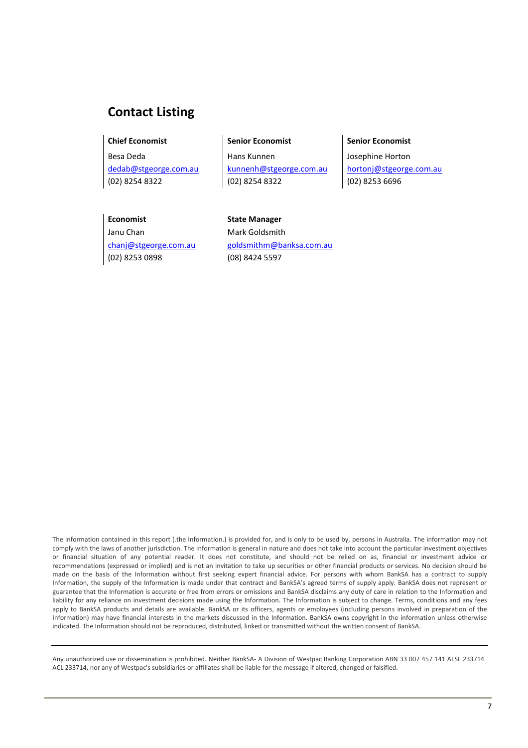## Contact Listing

**Chief Economist**
Besa Deda
dedab@stgeorge.com.au
(02) 8254 8322

**Senior Economist**
Hans Kunnen
kunnenh@stgeorge.com.au
(02) 8254 8322

**Senior Economist**
Josephine Horton
hortonj@stgeorge.com.au
(02) 8253 6696

**Economist**
Janu Chan
chanj@stgeorge.com.au
(02) 8253 0898

**State Manager**
Mark Goldsmith
goldsmithm@banksa.com.au
(08) 8424 5597

The information contained in this report (.the Information.) is provided for, and is only to be used by, persons in Australia. The information may not comply with the laws of another jurisdiction. The Information is general in nature and does not take into account the particular investment objectives or financial situation of any potential reader. It does not constitute, and should not be relied on as, financial or investment advice or recommendations (expressed or implied) and is not an invitation to take up securities or other financial products or services. No decision should be made on the basis of the Information without first seeking expert financial advice. For persons with whom BankSA has a contract to supply Information, the supply of the Information is made under that contract and BankSA's agreed terms of supply apply. BankSA does not represent or guarantee that the Information is accurate or free from errors or omissions and BankSA disclaims any duty of care in relation to the Information and liability for any reliance on investment decisions made using the Information. The Information is subject to change. Terms, conditions and any fees apply to BankSA products and details are available. BankSA or its officers, agents or employees (including persons involved in preparation of the Information) may have financial interests in the markets discussed in the Information. BankSA owns copyright in the information unless otherwise indicated. The Information should not be reproduced, distributed, linked or transmitted without the written consent of BankSA.

---

Any unauthorized use or dissemination is prohibited. Neither BankSA- A Division of Westpac Banking Corporation ABN 33 007 457 141 AFSL 233714 ACL 233714, nor any of Westpac's subsidiaries or affiliates shall be liable for the message if altered, changed or falsified.